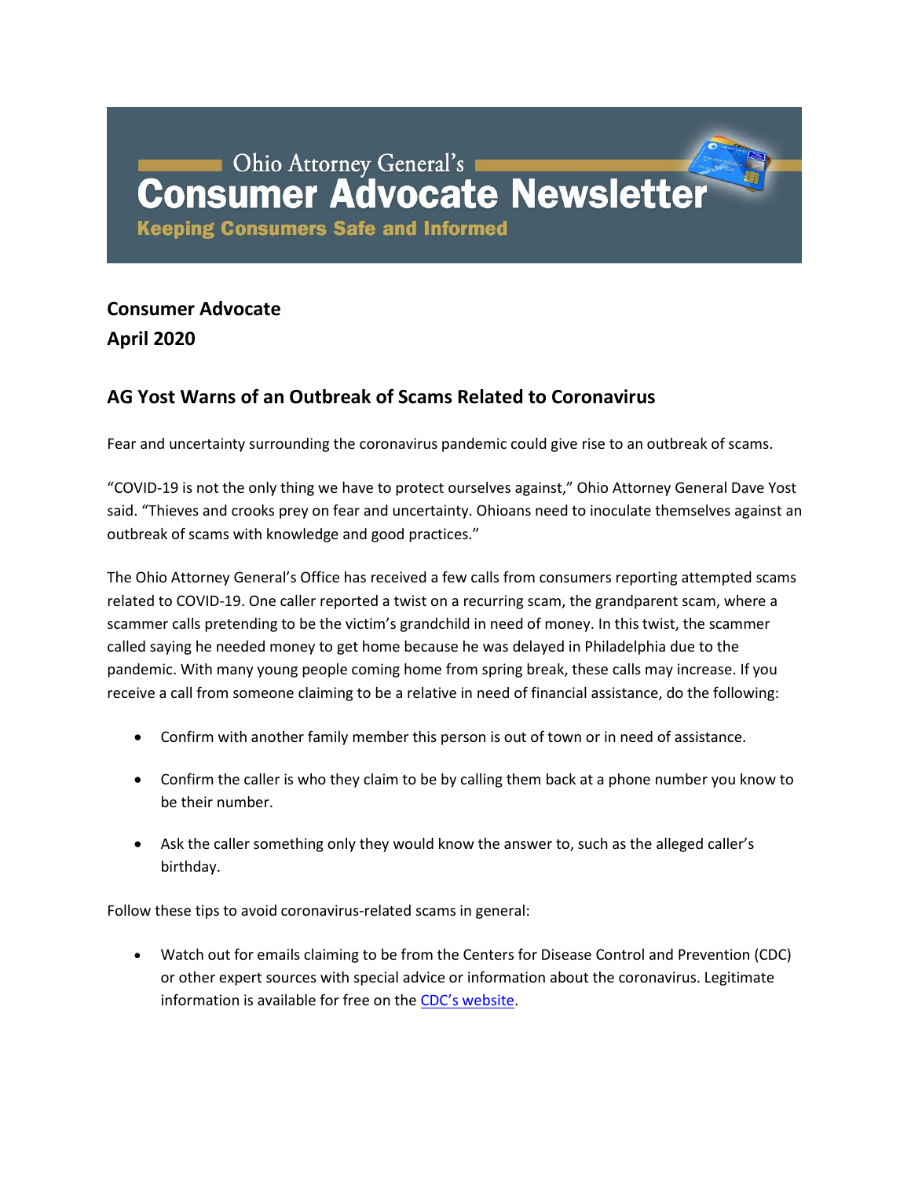# Ohio Attorney General's Consumer Advocate Newsletter

**Keeping Consumers Safe and Informed**

**Consumer Advocate**
**April 2020**

## AG Yost Warns of an Outbreak of Scams Related to Coronavirus

Fear and uncertainty surrounding the coronavirus pandemic could give rise to an outbreak of scams.

"COVID-19 is not the only thing we have to protect ourselves against," Ohio Attorney General Dave Yost said. "Thieves and crooks prey on fear and uncertainty. Ohioans need to inoculate themselves against an outbreak of scams with knowledge and good practices."

The Ohio Attorney General's Office has received a few calls from consumers reporting attempted scams related to COVID-19. One caller reported a twist on a recurring scam, the grandparent scam, where a scammer calls pretending to be the victim's grandchild in need of money. In this twist, the scammer called saying he needed money to get home because he was delayed in Philadelphia due to the pandemic. With many young people coming home from spring break, these calls may increase. If you receive a call from someone claiming to be a relative in need of financial assistance, do the following:

- Confirm with another family member this person is out of town or in need of assistance.
- Confirm the caller is who they claim to be by calling them back at a phone number you know to be their number.
- Ask the caller something only they would know the answer to, such as the alleged caller's birthday.

Follow these tips to avoid coronavirus-related scams in general:

- Watch out for emails claiming to be from the Centers for Disease Control and Prevention (CDC) or other expert sources with special advice or information about the coronavirus. Legitimate information is available for free on the CDC's website.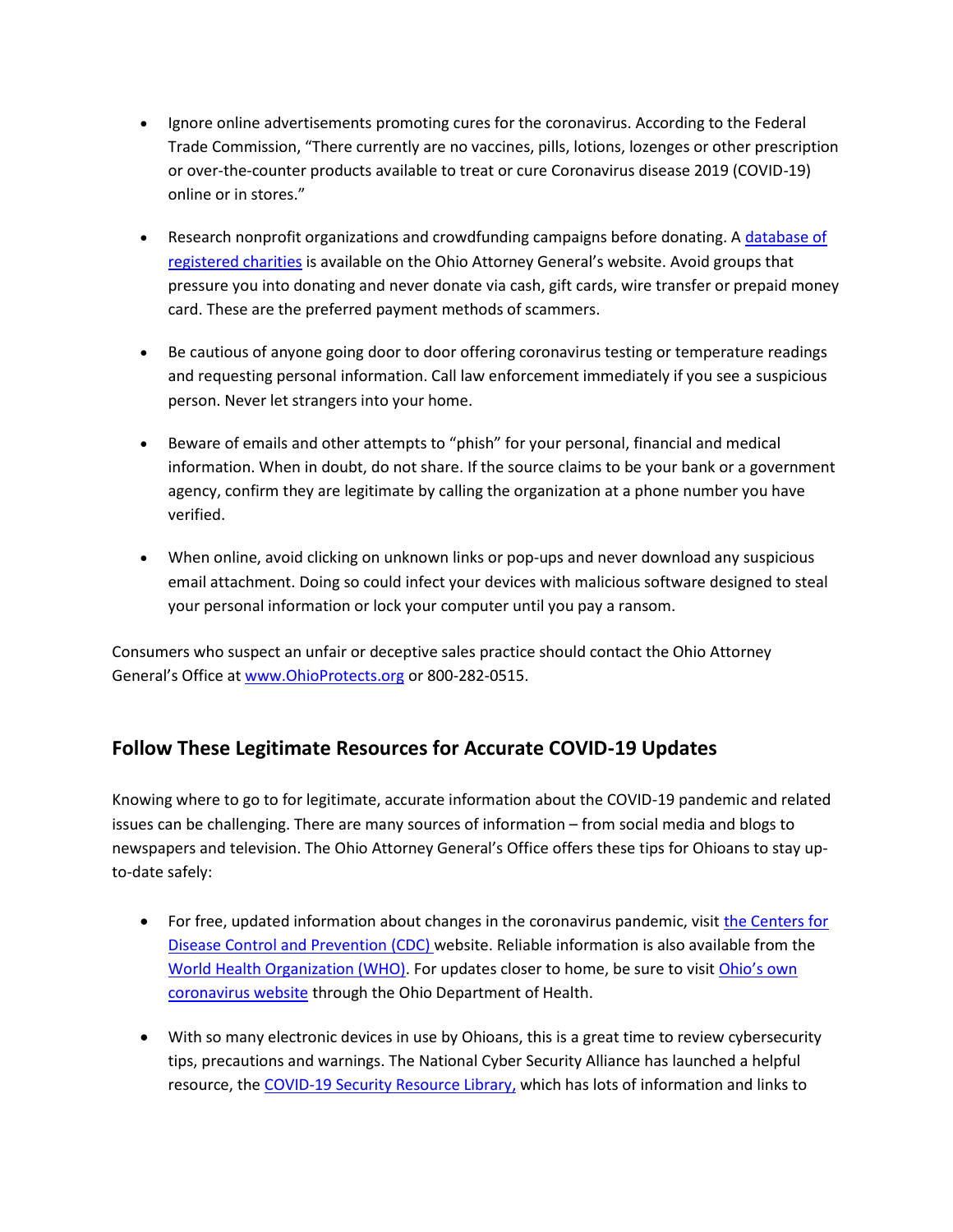- Ignore online advertisements promoting cures for the coronavirus. According to the Federal Trade Commission, "There currently are no vaccines, pills, lotions, lozenges or other prescription or over-the-counter products available to treat or cure Coronavirus disease 2019 (COVID-19) online or in stores."

- Research nonprofit organizations and crowdfunding campaigns before donating. A database of registered charities is available on the Ohio Attorney General's website. Avoid groups that pressure you into donating and never donate via cash, gift cards, wire transfer or prepaid money card. These are the preferred payment methods of scammers.

- Be cautious of anyone going door to door offering coronavirus testing or temperature readings and requesting personal information. Call law enforcement immediately if you see a suspicious person. Never let strangers into your home.

- Beware of emails and other attempts to "phish" for your personal, financial and medical information. When in doubt, do not share. If the source claims to be your bank or a government agency, confirm they are legitimate by calling the organization at a phone number you have verified.

- When online, avoid clicking on unknown links or pop-ups and never download any suspicious email attachment. Doing so could infect your devices with malicious software designed to steal your personal information or lock your computer until you pay a ransom.

Consumers who suspect an unfair or deceptive sales practice should contact the Ohio Attorney General's Office at www.OhioProtects.org or 800-282-0515.

## Follow These Legitimate Resources for Accurate COVID-19 Updates

Knowing where to go to for legitimate, accurate information about the COVID-19 pandemic and related issues can be challenging. There are many sources of information – from social media and blogs to newspapers and television. The Ohio Attorney General's Office offers these tips for Ohioans to stay up-to-date safely:

- For free, updated information about changes in the coronavirus pandemic, visit the Centers for Disease Control and Prevention (CDC) website. Reliable information is also available from the World Health Organization (WHO). For updates closer to home, be sure to visit Ohio's own coronavirus website through the Ohio Department of Health.

- With so many electronic devices in use by Ohioans, this is a great time to review cybersecurity tips, precautions and warnings. The National Cyber Security Alliance has launched a helpful resource, the COVID-19 Security Resource Library, which has lots of information and links to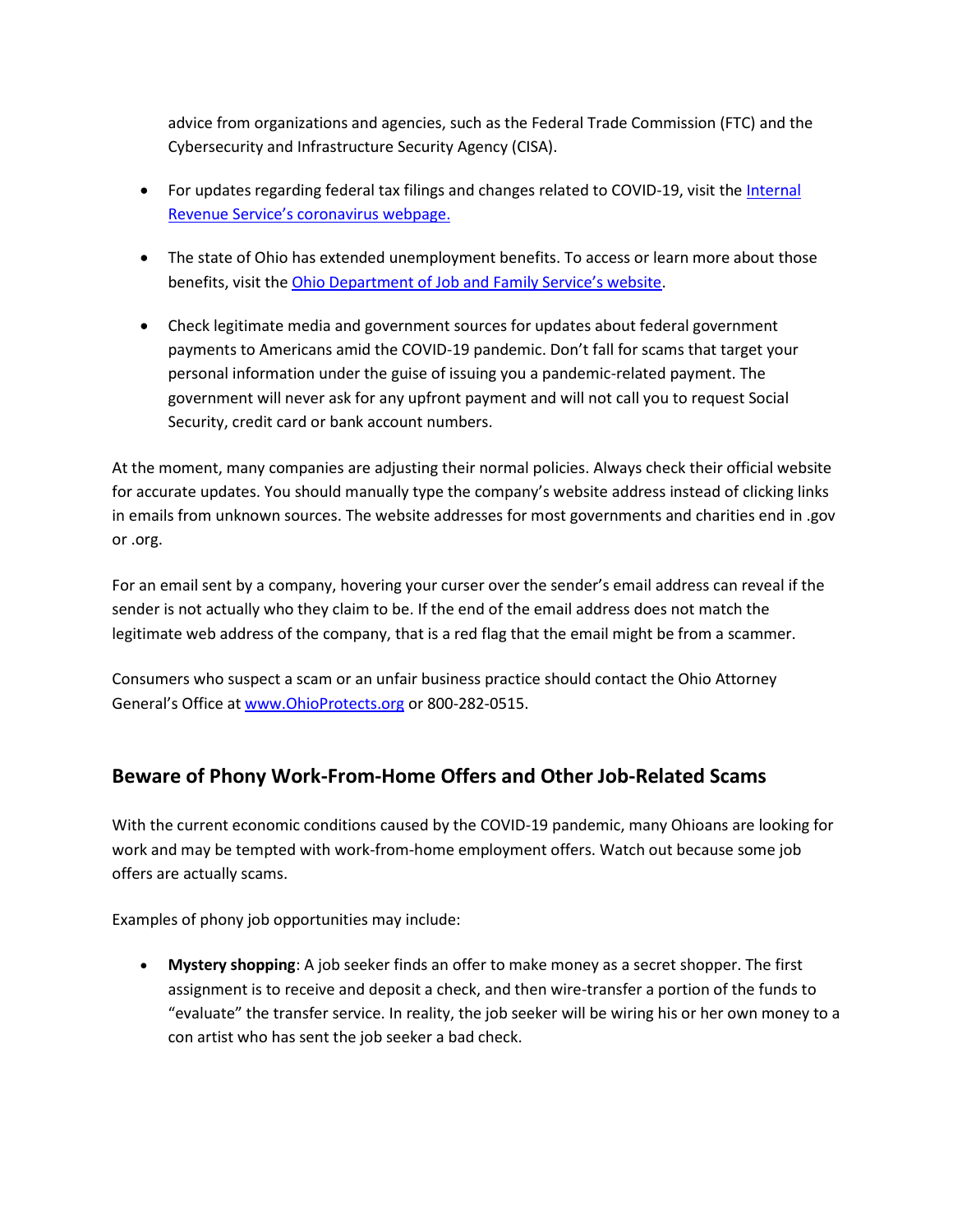advice from organizations and agencies, such as the Federal Trade Commission (FTC) and the Cybersecurity and Infrastructure Security Agency (CISA).

- For updates regarding federal tax filings and changes related to COVID-19, visit the [Internal Revenue Service's coronavirus webpage.]()

- The state of Ohio has extended unemployment benefits. To access or learn more about those benefits, visit the [Ohio Department of Job and Family Service's website]().

- Check legitimate media and government sources for updates about federal government payments to Americans amid the COVID-19 pandemic. Don't fall for scams that target your personal information under the guise of issuing you a pandemic-related payment. The government will never ask for any upfront payment and will not call you to request Social Security, credit card or bank account numbers.

At the moment, many companies are adjusting their normal policies. Always check their official website for accurate updates. You should manually type the company's website address instead of clicking links in emails from unknown sources. The website addresses for most governments and charities end in .gov or .org.

For an email sent by a company, hovering your curser over the sender's email address can reveal if the sender is not actually who they claim to be. If the end of the email address does not match the legitimate web address of the company, that is a red flag that the email might be from a scammer.

Consumers who suspect a scam or an unfair business practice should contact the Ohio Attorney General's Office at [www.OhioProtects.org]() or 800-282-0515.

## Beware of Phony Work-From-Home Offers and Other Job-Related Scams

With the current economic conditions caused by the COVID-19 pandemic, many Ohioans are looking for work and may be tempted with work-from-home employment offers. Watch out because some job offers are actually scams.

Examples of phony job opportunities may include:

- **Mystery shopping**: A job seeker finds an offer to make money as a secret shopper. The first assignment is to receive and deposit a check, and then wire-transfer a portion of the funds to "evaluate" the transfer service. In reality, the job seeker will be wiring his or her own money to a con artist who has sent the job seeker a bad check.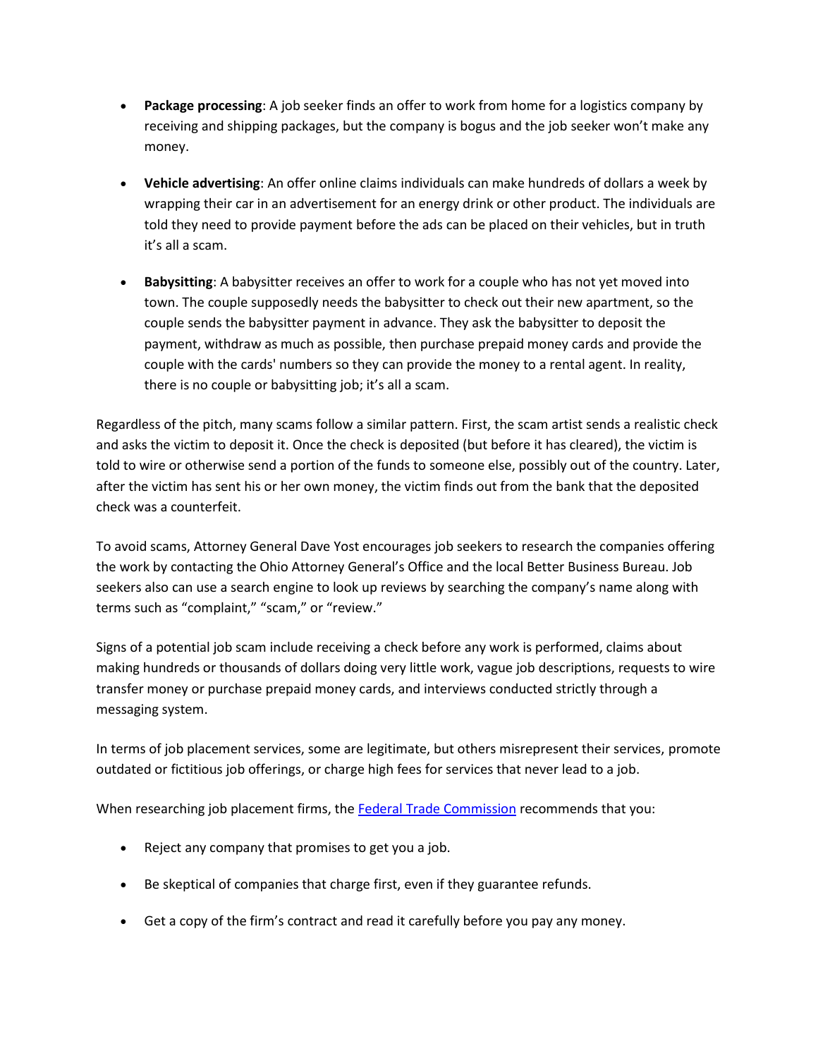- **Package processing**: A job seeker finds an offer to work from home for a logistics company by receiving and shipping packages, but the company is bogus and the job seeker won't make any money.

- **Vehicle advertising**: An offer online claims individuals can make hundreds of dollars a week by wrapping their car in an advertisement for an energy drink or other product. The individuals are told they need to provide payment before the ads can be placed on their vehicles, but in truth it's all a scam.

- **Babysitting**: A babysitter receives an offer to work for a couple who has not yet moved into town. The couple supposedly needs the babysitter to check out their new apartment, so the couple sends the babysitter payment in advance. They ask the babysitter to deposit the payment, withdraw as much as possible, then purchase prepaid money cards and provide the couple with the cards' numbers so they can provide the money to a rental agent. In reality, there is no couple or babysitting job; it's all a scam.

Regardless of the pitch, many scams follow a similar pattern. First, the scam artist sends a realistic check and asks the victim to deposit it. Once the check is deposited (but before it has cleared), the victim is told to wire or otherwise send a portion of the funds to someone else, possibly out of the country. Later, after the victim has sent his or her own money, the victim finds out from the bank that the deposited check was a counterfeit.

To avoid scams, Attorney General Dave Yost encourages job seekers to research the companies offering the work by contacting the Ohio Attorney General's Office and the local Better Business Bureau. Job seekers also can use a search engine to look up reviews by searching the company's name along with terms such as "complaint," "scam," or "review."

Signs of a potential job scam include receiving a check before any work is performed, claims about making hundreds or thousands of dollars doing very little work, vague job descriptions, requests to wire transfer money or purchase prepaid money cards, and interviews conducted strictly through a messaging system.

In terms of job placement services, some are legitimate, but others misrepresent their services, promote outdated or fictitious job offerings, or charge high fees for services that never lead to a job.

When researching job placement firms, the Federal Trade Commission recommends that you:

- Reject any company that promises to get you a job.

- Be skeptical of companies that charge first, even if they guarantee refunds.

- Get a copy of the firm's contract and read it carefully before you pay any money.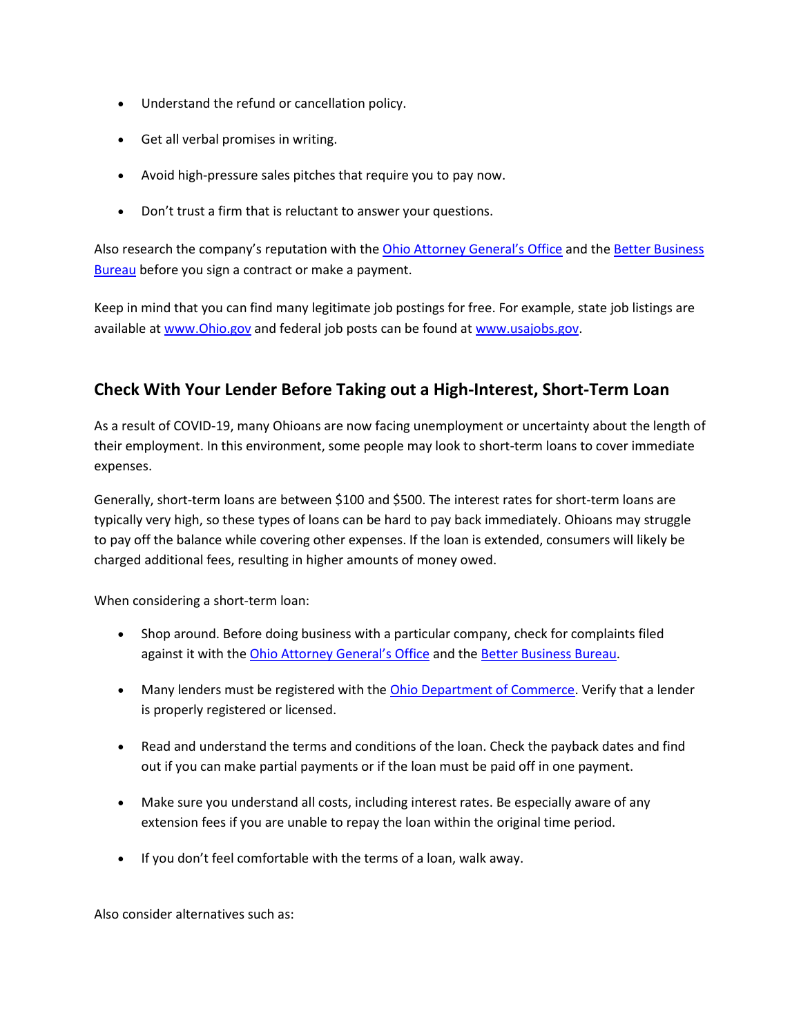- Understand the refund or cancellation policy.
- Get all verbal promises in writing.
- Avoid high-pressure sales pitches that require you to pay now.
- Don't trust a firm that is reluctant to answer your questions.

Also research the company's reputation with the Ohio Attorney General's Office and the Better Business Bureau before you sign a contract or make a payment.

Keep in mind that you can find many legitimate job postings for free. For example, state job listings are available at www.Ohio.gov and federal job posts can be found at www.usajobs.gov.

## Check With Your Lender Before Taking out a High-Interest, Short-Term Loan

As a result of COVID-19, many Ohioans are now facing unemployment or uncertainty about the length of their employment. In this environment, some people may look to short-term loans to cover immediate expenses.

Generally, short-term loans are between $100 and $500. The interest rates for short-term loans are typically very high, so these types of loans can be hard to pay back immediately. Ohioans may struggle to pay off the balance while covering other expenses. If the loan is extended, consumers will likely be charged additional fees, resulting in higher amounts of money owed.

When considering a short-term loan:

- Shop around. Before doing business with a particular company, check for complaints filed against it with the Ohio Attorney General's Office and the Better Business Bureau.
- Many lenders must be registered with the Ohio Department of Commerce. Verify that a lender is properly registered or licensed.
- Read and understand the terms and conditions of the loan. Check the payback dates and find out if you can make partial payments or if the loan must be paid off in one payment.
- Make sure you understand all costs, including interest rates. Be especially aware of any extension fees if you are unable to repay the loan within the original time period.
- If you don't feel comfortable with the terms of a loan, walk away.

Also consider alternatives such as: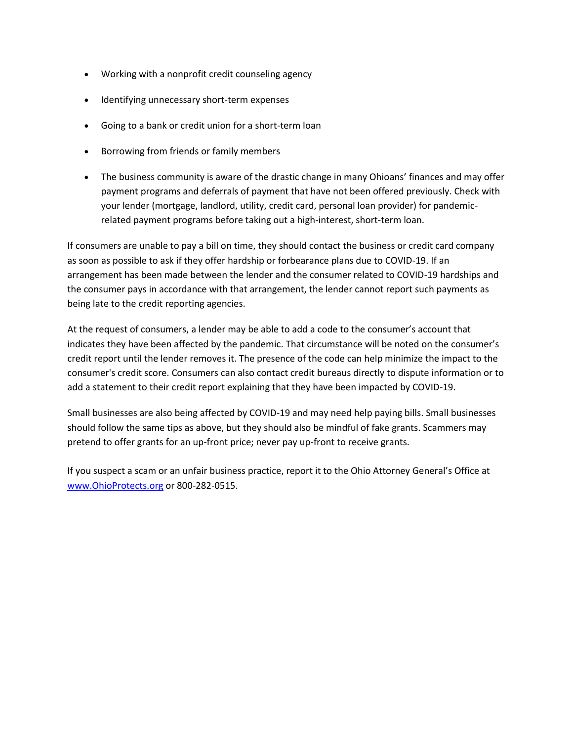- Working with a nonprofit credit counseling agency
- Identifying unnecessary short-term expenses
- Going to a bank or credit union for a short-term loan
- Borrowing from friends or family members
- The business community is aware of the drastic change in many Ohioans' finances and may offer payment programs and deferrals of payment that have not been offered previously. Check with your lender (mortgage, landlord, utility, credit card, personal loan provider) for pandemic-related payment programs before taking out a high-interest, short-term loan.

If consumers are unable to pay a bill on time, they should contact the business or credit card company as soon as possible to ask if they offer hardship or forbearance plans due to COVID-19. If an arrangement has been made between the lender and the consumer related to COVID-19 hardships and the consumer pays in accordance with that arrangement, the lender cannot report such payments as being late to the credit reporting agencies.

At the request of consumers, a lender may be able to add a code to the consumer's account that indicates they have been affected by the pandemic. That circumstance will be noted on the consumer's credit report until the lender removes it. The presence of the code can help minimize the impact to the consumer's credit score. Consumers can also contact credit bureaus directly to dispute information or to add a statement to their credit report explaining that they have been impacted by COVID-19.

Small businesses are also being affected by COVID-19 and may need help paying bills. Small businesses should follow the same tips as above, but they should also be mindful of fake grants. Scammers may pretend to offer grants for an up-front price; never pay up-front to receive grants.

If you suspect a scam or an unfair business practice, report it to the Ohio Attorney General's Office at [www.OhioProtects.org](www.OhioProtects.org) or 800-282-0515.